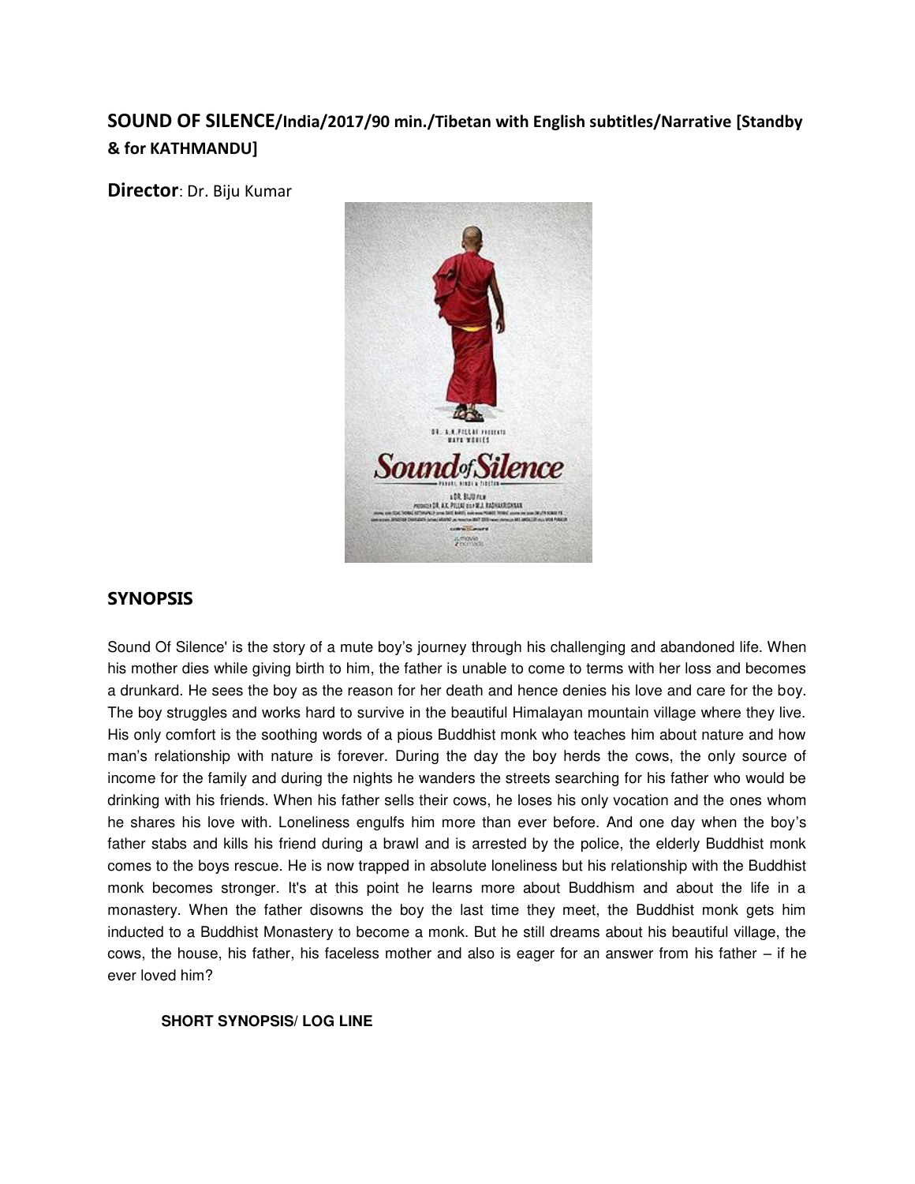## SOUND OF SILENCE/India/2017/90 min./Tibetan with English subtitles/Narrative [Standby & for KATHMANDU]

**Director**: Dr. Biju Kumar

## SYNOPSIS

Sound Of Silence' is the story of a mute boy's journey through his challenging and abandoned life. When his mother dies while giving birth to him, the father is unable to come to terms with her loss and becomes a drunkard. He sees the boy as the reason for her death and hence denies his love and care for the boy. The boy struggles and works hard to survive in the beautiful Himalayan mountain village where they live. His only comfort is the soothing words of a pious Buddhist monk who teaches him about nature and how man's relationship with nature is forever. During the day the boy herds the cows, the only source of income for the family and during the nights he wanders the streets searching for his father who would be drinking with his friends. When his father sells their cows, he loses his only vocation and the ones whom he shares his love with. Loneliness engulfs him more than ever before. And one day when the boy's father stabs and kills his friend during a brawl and is arrested by the police, the elderly Buddhist monk comes to the boys rescue. He is now trapped in absolute loneliness but his relationship with the Buddhist monk becomes stronger. It's at this point he learns more about Buddhism and about the life in a monastery. When the father disowns the boy the last time they meet, the Buddhist monk gets him inducted to a Buddhist Monastery to become a monk. But he still dreams about his beautiful village, the cows, the house, his father, his faceless mother and also is eager for an answer from his father – if he ever loved him?

**SHORT SYNOPSIS/ LOG LINE**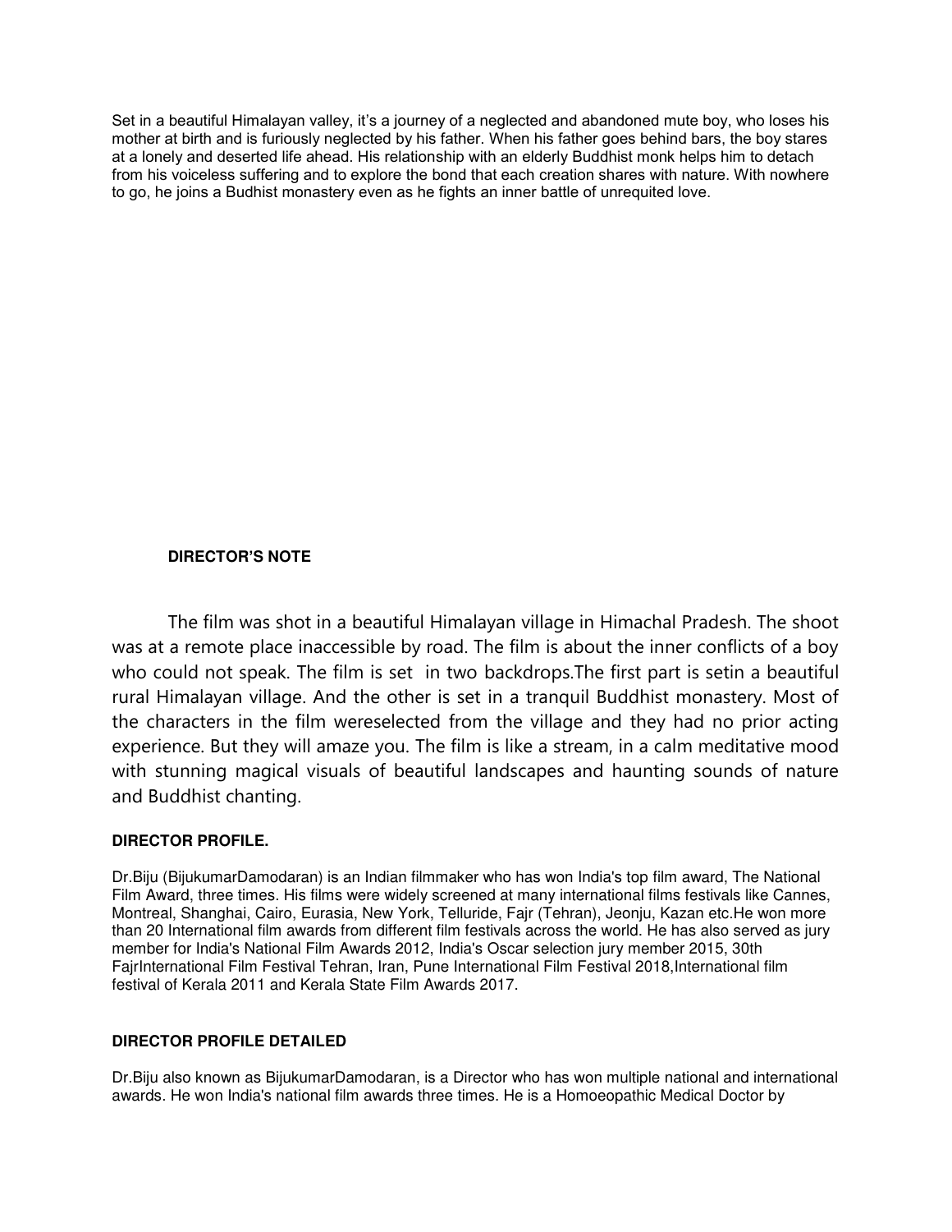Set in a beautiful Himalayan valley, it's a journey of a neglected and abandoned mute boy, who loses his mother at birth and is furiously neglected by his father. When his father goes behind bars, the boy stares at a lonely and deserted life ahead. His relationship with an elderly Buddhist monk helps him to detach from his voiceless suffering and to explore the bond that each creation shares with nature. With nowhere to go, he joins a Budhist monastery even as he fights an inner battle of unrequited love.

**DIRECTOR'S NOTE**

The film was shot in a beautiful Himalayan village in Himachal Pradesh. The shoot was at a remote place inaccessible by road. The film is about the inner conflicts of a boy who could not speak. The film is set in two backdrops.The first part is setin a beautiful rural Himalayan village. And the other is set in a tranquil Buddhist monastery. Most of the characters in the film wereselected from the village and they had no prior acting experience. But they will amaze you. The film is like a stream, in a calm meditative mood with stunning magical visuals of beautiful landscapes and haunting sounds of nature and Buddhist chanting.

**DIRECTOR PROFILE.**

Dr.Biju (BijukumarDamodaran) is an Indian filmmaker who has won India's top film award, The National Film Award, three times. His films were widely screened at many international films festivals like Cannes, Montreal, Shanghai, Cairo, Eurasia, New York, Telluride, Fajr (Tehran), Jeonju, Kazan etc.He won more than 20 International film awards from different film festivals across the world. He has also served as jury member for India's National Film Awards 2012, India's Oscar selection jury member 2015, 30th FajrInternational Film Festival Tehran, Iran, Pune International Film Festival 2018,International film festival of Kerala 2011 and Kerala State Film Awards 2017.

**DIRECTOR PROFILE DETAILED**

Dr.Biju also known as BijukumarDamodaran, is a Director who has won multiple national and international awards. He won India's national film awards three times. He is a Homoeopathic Medical Doctor by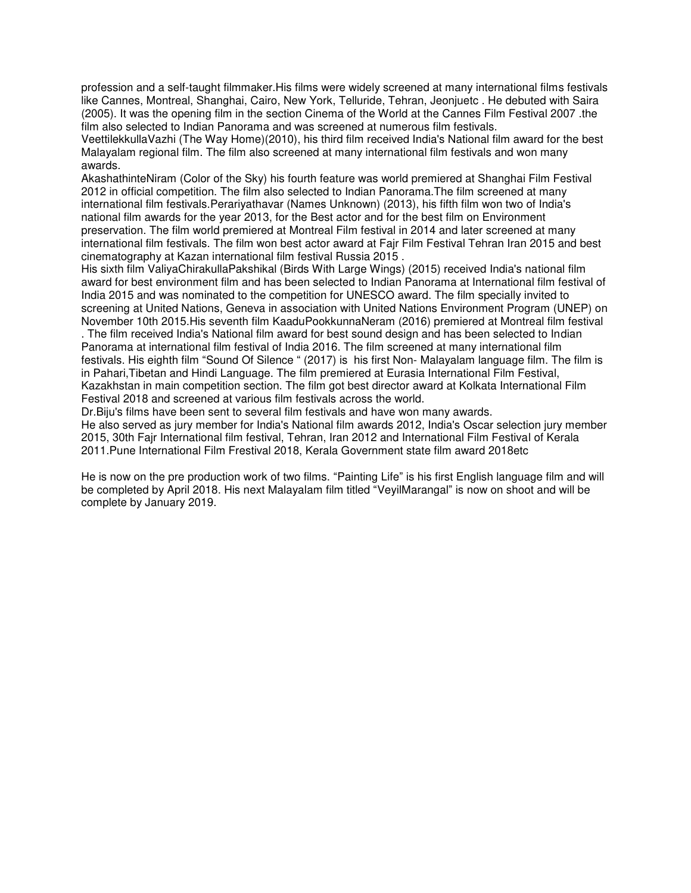profession and a self-taught filmmaker.His films were widely screened at many international films festivals like Cannes, Montreal, Shanghai, Cairo, New York, Telluride, Tehran, Jeonjuetc . He debuted with Saira (2005). It was the opening film in the section Cinema of the World at the Cannes Film Festival 2007 .the film also selected to Indian Panorama and was screened at numerous film festivals.

VeettilekkullaVazhi (The Way Home)(2010), his third film received India's National film award for the best Malayalam regional film. The film also screened at many international film festivals and won many awards.

AkashathinteNiram (Color of the Sky) his fourth feature was world premiered at Shanghai Film Festival 2012 in official competition. The film also selected to Indian Panorama.The film screened at many international film festivals.Perariyathavar (Names Unknown) (2013), his fifth film won two of India's national film awards for the year 2013, for the Best actor and for the best film on Environment preservation. The film world premiered at Montreal Film festival in 2014 and later screened at many international film festivals. The film won best actor award at Fajr Film Festival Tehran Iran 2015 and best cinematography at Kazan international film festival Russia 2015 .

His sixth film ValiyaChirakullaPakshikal (Birds With Large Wings) (2015) received India's national film award for best environment film and has been selected to Indian Panorama at International film festival of India 2015 and was nominated to the competition for UNESCO award. The film specially invited to screening at United Nations, Geneva in association with United Nations Environment Program (UNEP) on November 10th 2015.His seventh film KaaduPookkunnaNeram (2016) premiered at Montreal film festival . The film received India's National film award for best sound design and has been selected to Indian Panorama at international film festival of India 2016. The film screened at many international film festivals. His eighth film “Sound Of Silence “ (2017) is his first Non- Malayalam language film. The film is in Pahari,Tibetan and Hindi Language. The film premiered at Eurasia International Film Festival, Kazakhstan in main competition section. The film got best director award at Kolkata International Film Festival 2018 and screened at various film festivals across the world.

Dr.Biju's films have been sent to several film festivals and have won many awards.

He also served as jury member for India's National film awards 2012, India's Oscar selection jury member 2015, 30th Fajr International film festival, Tehran, Iran 2012 and International Film Festival of Kerala 2011.Pune International Film Frestival 2018, Kerala Government state film award 2018etc

He is now on the pre production work of two films. “Painting Life” is his first English language film and will be completed by April 2018. His next Malayalam film titled “VeyilMarangal” is now on shoot and will be complete by January 2019.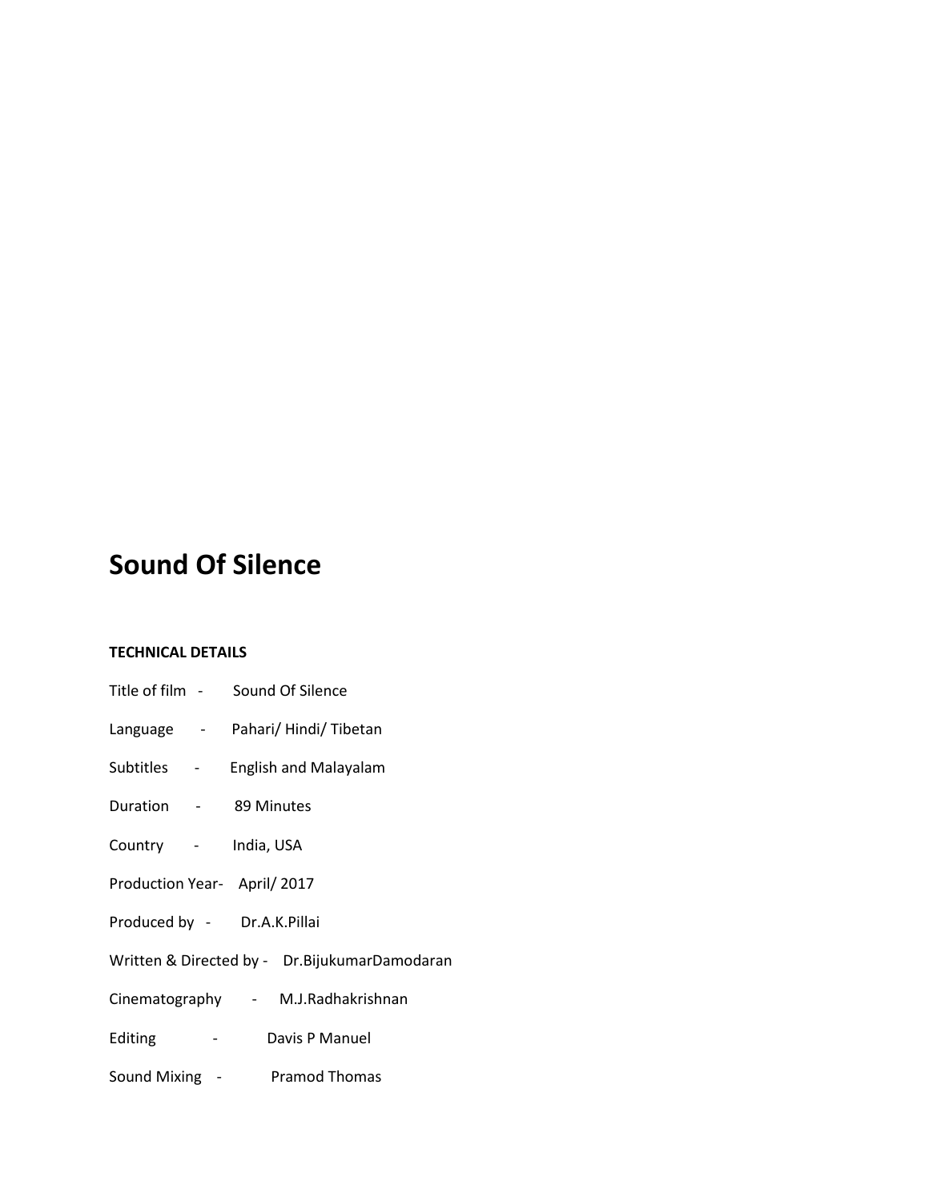# Sound Of Silence

**TECHNICAL DETAILS**

Title of film - Sound Of Silence

Language - Pahari/ Hindi/ Tibetan

Subtitles - English and Malayalam

Duration - 89 Minutes

Country - India, USA

Production Year- April/ 2017

Produced by - Dr.A.K.Pillai

Written & Directed by - Dr.BijukumarDamodaran

Cinematography - M.J.Radhakrishnan

Editing - Davis P Manuel

Sound Mixing - Pramod Thomas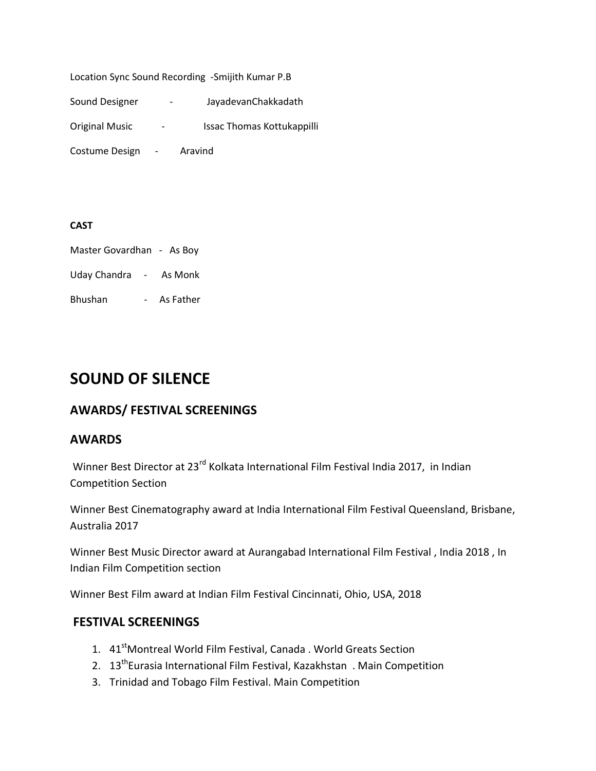Location Sync Sound Recording -Smijith Kumar P.B

Sound Designer - JayadevanChakkadath

Original Music - Issac Thomas Kottukappilli

Costume Design - Aravind

**CAST**

Master Govardhan - As Boy

Uday Chandra - As Monk

Bhushan - As Father

# SOUND OF SILENCE

## AWARDS/ FESTIVAL SCREENINGS

## AWARDS

Winner Best Director at 23rd Kolkata International Film Festival India 2017, in Indian Competition Section

Winner Best Cinematography award at India International Film Festival Queensland, Brisbane, Australia 2017

Winner Best Music Director award at Aurangabad International Film Festival , India 2018 , In Indian Film Competition section

Winner Best Film award at Indian Film Festival Cincinnati, Ohio, USA, 2018

## FESTIVAL SCREENINGS

1. 41stMontreal World Film Festival, Canada . World Greats Section
2. 13thEurasia International Film Festival, Kazakhstan . Main Competition
3. Trinidad and Tobago Film Festival. Main Competition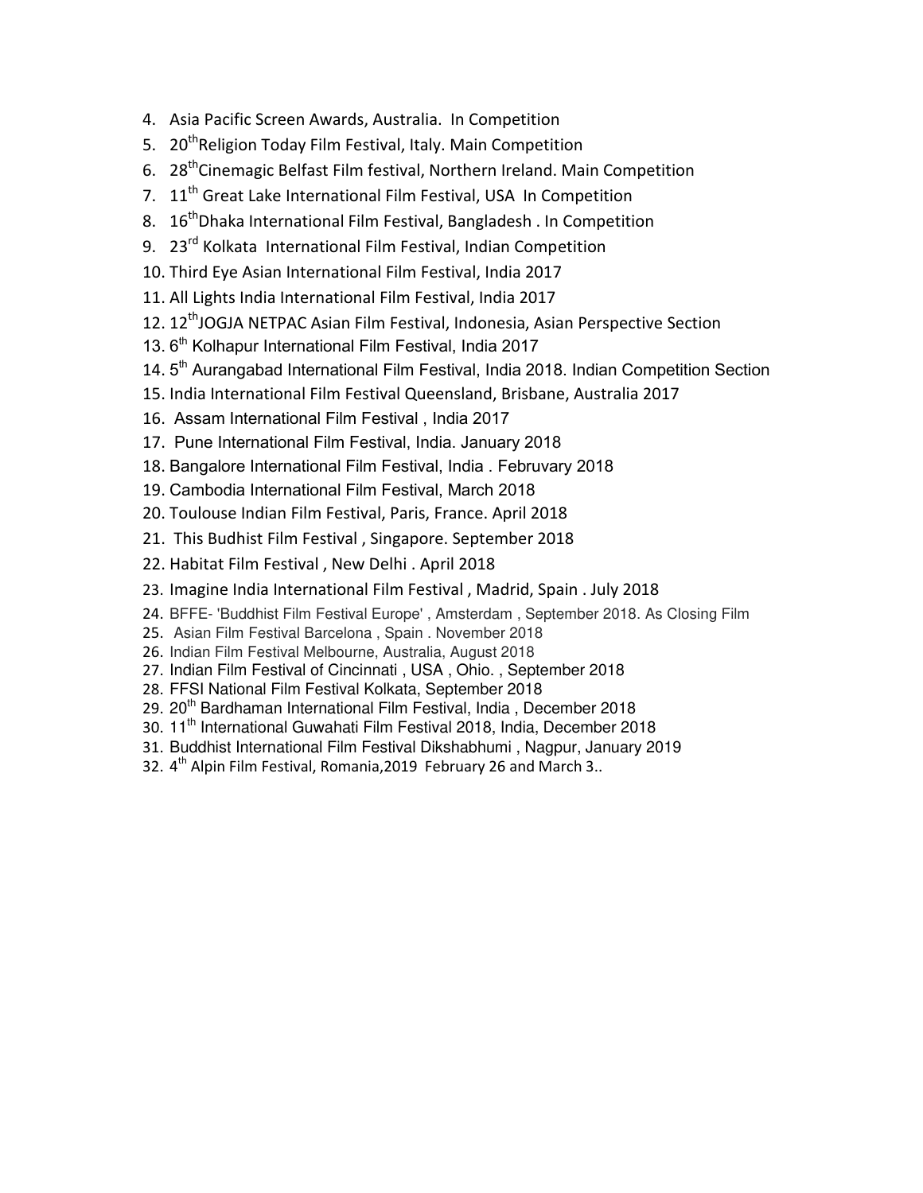4. Asia Pacific Screen Awards, Australia. In Competition
5. 20th Religion Today Film Festival, Italy. Main Competition
6. 28th Cinemagic Belfast Film festival, Northern Ireland. Main Competition
7. 11th Great Lake International Film Festival, USA In Competition
8. 16th Dhaka International Film Festival, Bangladesh . In Competition
9. 23rd Kolkata International Film Festival, Indian Competition
10. Third Eye Asian International Film Festival, India 2017
11. All Lights India International Film Festival, India 2017
12. 12th JOGJA NETPAC Asian Film Festival, Indonesia, Asian Perspective Section
13. 6th Kolhapur International Film Festival, India 2017
14. 5th Aurangabad International Film Festival, India 2018. Indian Competition Section
15. India International Film Festival Queensland, Brisbane, Australia 2017
16. Assam International Film Festival , India 2017
17. Pune International Film Festival, India. January 2018
18. Bangalore International Film Festival, India . Februvary 2018
19. Cambodia International Film Festival, March 2018
20. Toulouse Indian Film Festival, Paris, France. April 2018
21. This Budhist Film Festival , Singapore. September 2018
22. Habitat Film Festival , New Delhi . April 2018
23. Imagine India International Film Festival , Madrid, Spain . July 2018
24. BFFE- 'Buddhist Film Festival Europe' , Amsterdam , September 2018. As Closing Film
25. Asian Film Festival Barcelona , Spain . November 2018
26. Indian Film Festival Melbourne, Australia, August 2018
27. Indian Film Festival of Cincinnati , USA , Ohio. , September 2018
28. FFSI National Film Festival Kolkata, September 2018
29. 20th Bardhaman International Film Festival, India , December 2018
30. 11th International Guwahati Film Festival 2018, India, December 2018
31. Buddhist International Film Festival Dikshabhumi , Nagpur, January 2019
32. 4th Alpin Film Festival, Romania,2019 February 26 and March 3..